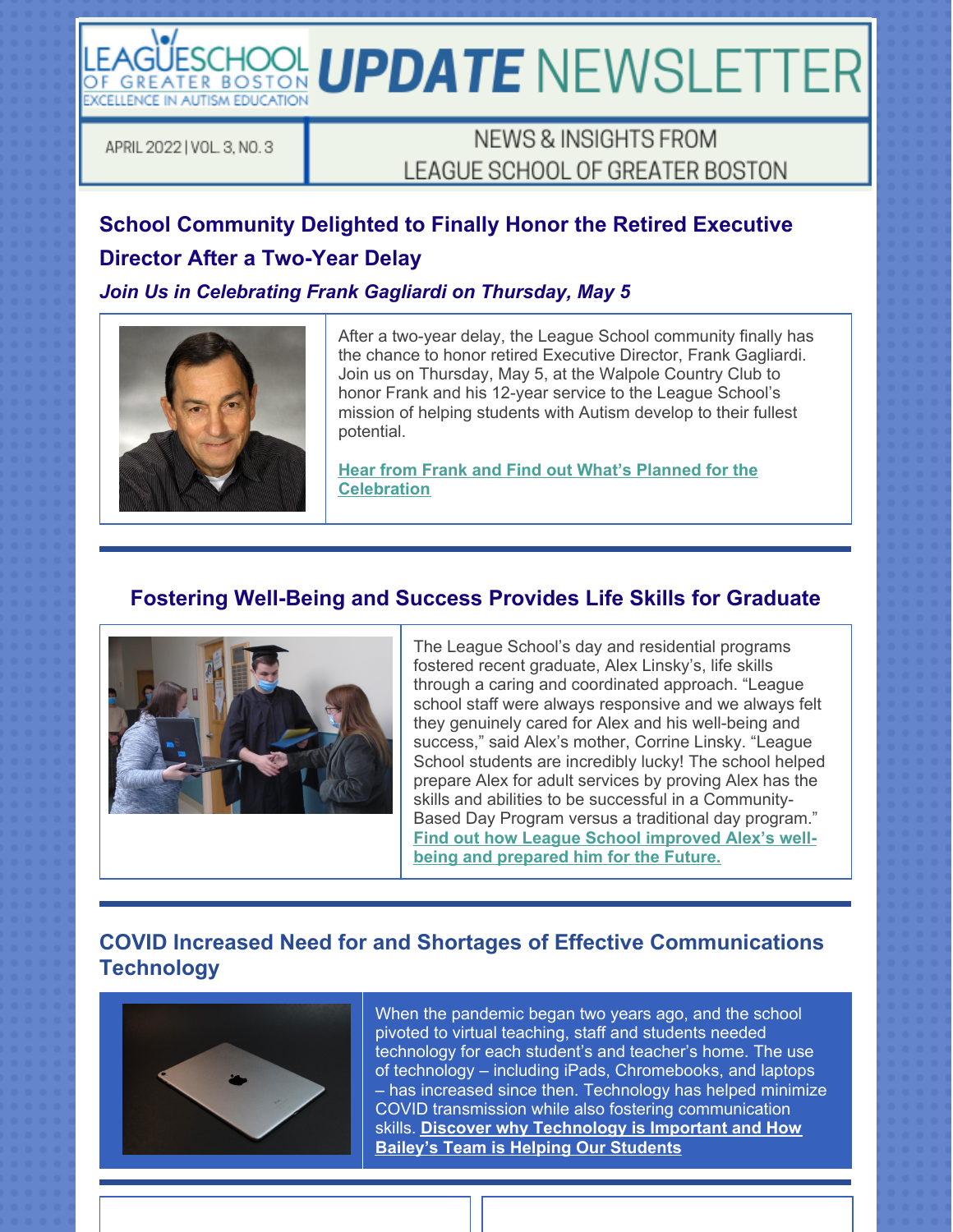# LEAGUE SCHOOL OF GREATER BOSTON — UPDATE NEWSLETTER

EXCELLENCE IN AUTISM EDUCATION

APRIL 2022 | VOL. 3, NO. 3

NEWS & INSIGHTS FROM LEAGUE SCHOOL OF GREATER BOSTON

## School Community Delighted to Finally Honor the Retired Executive Director After a Two-Year Delay

### *Join Us in Celebrating Frank Gagliardi on Thursday, May 5*

After a two-year delay, the League School community finally has the chance to honor retired Executive Director, Frank Gagliardi. Join us on Thursday, May 5, at the Walpole Country Club to honor Frank and his 12-year service to the League School's mission of helping students with Autism develop to their fullest potential.

**Hear from Frank and Find out What's Planned for the Celebration**

## Fostering Well-Being and Success Provides Life Skills for Graduate

The League School's day and residential programs fostered recent graduate, Alex Linsky's, life skills through a caring and coordinated approach. "League school staff were always responsive and we always felt they genuinely cared for Alex and his well-being and success," said Alex's mother, Corrine Linsky. "League School students are incredibly lucky! The school helped prepare Alex for adult services by proving Alex has the skills and abilities to be successful in a Community-Based Day Program versus a traditional day program." **Find out how League School improved Alex's well-being and prepared him for the Future.**

## COVID Increased Need for and Shortages of Effective Communications Technology

When the pandemic began two years ago, and the school pivoted to virtual teaching, staff and students needed technology for each student's and teacher's home. The use of technology – including iPads, Chromebooks, and laptops – has increased since then. Technology has helped minimize COVID transmission while also fostering communication skills. **Discover why Technology is Important and How Bailey's Team is Helping Our Students**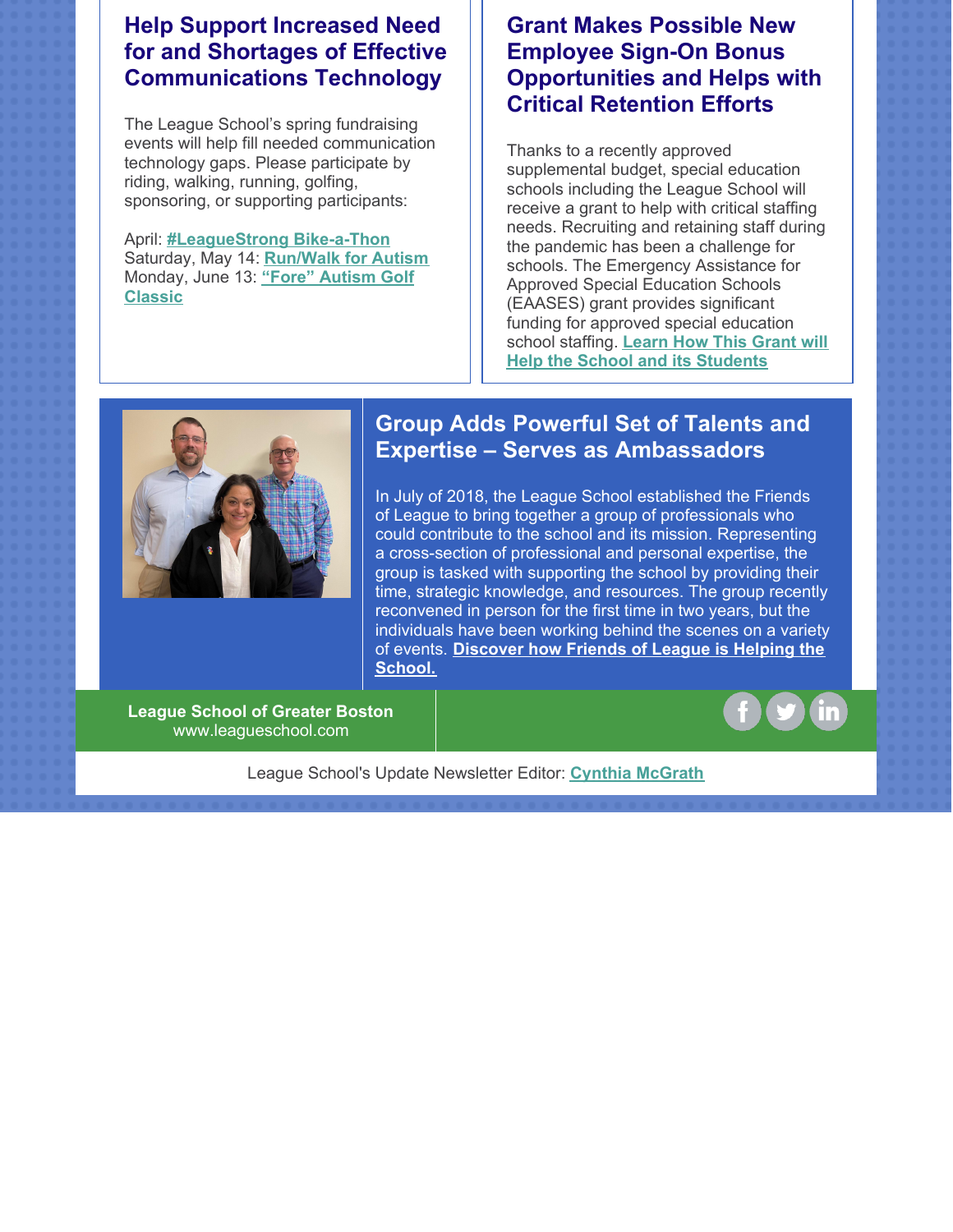## Help Support Increased Need for and Shortages of Effective Communications Technology

The League School's spring fundraising events will help fill needed communication technology gaps. Please participate by riding, walking, running, golfing, sponsoring, or supporting participants:

April: **#LeagueStrong Bike-a-Thon**
Saturday, May 14: **Run/Walk for Autism**
Monday, June 13: **"Fore" Autism Golf Classic**

## Grant Makes Possible New Employee Sign-On Bonus Opportunities and Helps with Critical Retention Efforts

Thanks to a recently approved supplemental budget, special education schools including the League School will receive a grant to help with critical staffing needs. Recruiting and retaining staff during the pandemic has been a challenge for schools. The Emergency Assistance for Approved Special Education Schools (EAASES) grant provides significant funding for approved special education school staffing. **Learn How This Grant will Help the School and its Students**

## Group Adds Powerful Set of Talents and Expertise – Serves as Ambassadors

In July of 2018, the League School established the Friends of League to bring together a group of professionals who could contribute to the school and its mission. Representing a cross-section of professional and personal expertise, the group is tasked with supporting the school by providing their time, strategic knowledge, and resources. The group recently reconvened in person for the first time in two years, but the individuals have been working behind the scenes on a variety of events. **Discover how Friends of League is Helping the School.**

**League School of Greater Boston**
www.leagueschool.com

League School's Update Newsletter Editor: **Cynthia McGrath**